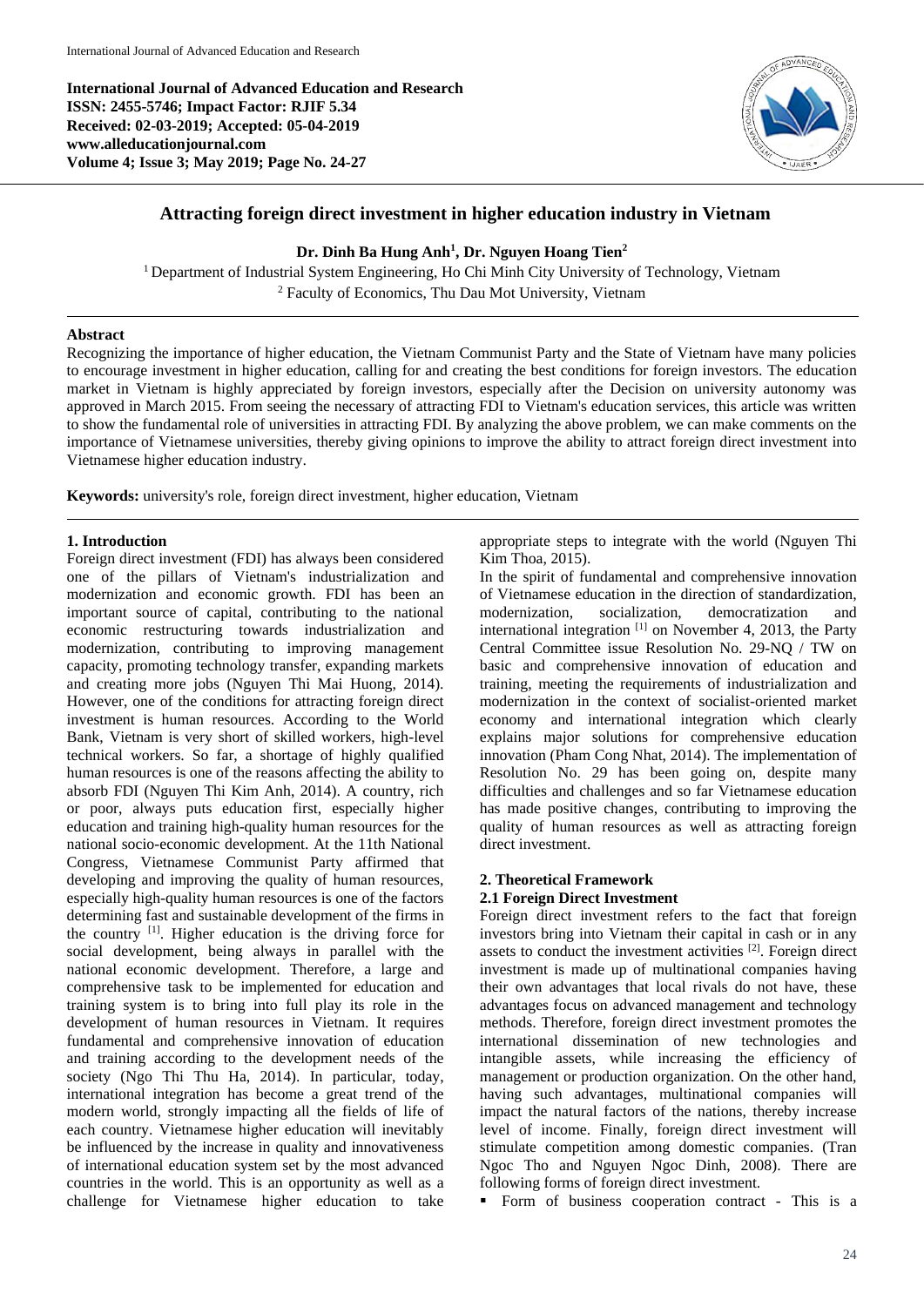**International Journal of Advanced Education and Research**
**ISSN: 2455-5746; Impact Factor: RJIF 5.34**
**Received: 02-03-2019; Accepted: 05-04-2019**
**www.alleducationjournal.com**
**Volume 4; Issue 3; May 2019; Page No. 24-27**

# Attracting foreign direct investment in higher education industry in Vietnam

**Dr. Dinh Ba Hung Anh[1], Dr. Nguyen Hoang Tien[2]**

[1] Department of Industrial System Engineering, Ho Chi Minh City University of Technology, Vietnam
[2] Faculty of Economics, Thu Dau Mot University, Vietnam

## Abstract

Recognizing the importance of higher education, the Vietnam Communist Party and the State of Vietnam have many policies to encourage investment in higher education, calling for and creating the best conditions for foreign investors. The education market in Vietnam is highly appreciated by foreign investors, especially after the Decision on university autonomy was approved in March 2015. From seeing the necessary of attracting FDI to Vietnam's education services, this article was written to show the fundamental role of universities in attracting FDI. By analyzing the above problem, we can make comments on the importance of Vietnamese universities, thereby giving opinions to improve the ability to attract foreign direct investment into Vietnamese higher education industry.

**Keywords:** university's role, foreign direct investment, higher education, Vietnam

## 1. Introduction

Foreign direct investment (FDI) has always been considered one of the pillars of Vietnam's industrialization and modernization and economic growth. FDI has been an important source of capital, contributing to the national economic restructuring towards industrialization and modernization, contributing to improving management capacity, promoting technology transfer, expanding markets and creating more jobs (Nguyen Thi Mai Huong, 2014). However, one of the conditions for attracting foreign direct investment is human resources. According to the World Bank, Vietnam is very short of skilled workers, high-level technical workers. So far, a shortage of highly qualified human resources is one of the reasons affecting the ability to absorb FDI (Nguyen Thi Kim Anh, 2014). A country, rich or poor, always puts education first, especially higher education and training high-quality human resources for the national socio-economic development. At the 11th National Congress, Vietnamese Communist Party affirmed that developing and improving the quality of human resources, especially high-quality human resources is one of the factors determining fast and sustainable development of the firms in the country [1]. Higher education is the driving force for social development, being always in parallel with the national economic development. Therefore, a large and comprehensive task to be implemented for education and training system is to bring into full play its role in the development of human resources in Vietnam. It requires fundamental and comprehensive innovation of education and training according to the development needs of the society (Ngo Thi Thu Ha, 2014). In particular, today, international integration has become a great trend of the modern world, strongly impacting all the fields of life of each country. Vietnamese higher education will inevitably be influenced by the increase in quality and innovativeness of international education system set by the most advanced countries in the world. This is an opportunity as well as a challenge for Vietnamese higher education to take appropriate steps to integrate with the world (Nguyen Thi Kim Thoa, 2015).

In the spirit of fundamental and comprehensive innovation of Vietnamese education in the direction of standardization, modernization, socialization, democratization and international integration [1] on November 4, 2013, the Party Central Committee issue Resolution No. 29-NQ / TW on basic and comprehensive innovation of education and training, meeting the requirements of industrialization and modernization in the context of socialist-oriented market economy and international integration which clearly explains major solutions for comprehensive education innovation (Pham Cong Nhat, 2014). The implementation of Resolution No. 29 has been going on, despite many difficulties and challenges and so far Vietnamese education has made positive changes, contributing to improving the quality of human resources as well as attracting foreign direct investment.

## 2. Theoretical Framework

### 2.1 Foreign Direct Investment

Foreign direct investment refers to the fact that foreign investors bring into Vietnam their capital in cash or in any assets to conduct the investment activities [2]. Foreign direct investment is made up of multinational companies having their own advantages that local rivals do not have, these advantages focus on advanced management and technology methods. Therefore, foreign direct investment promotes the international dissemination of new technologies and intangible assets, while increasing the efficiency of management or production organization. On the other hand, having such advantages, multinational companies will impact the natural factors of the nations, thereby increase level of income. Finally, foreign direct investment will stimulate competition among domestic companies. (Tran Ngoc Tho and Nguyen Ngoc Dinh, 2008). There are following forms of foreign direct investment.

- Form of business cooperation contract - This is a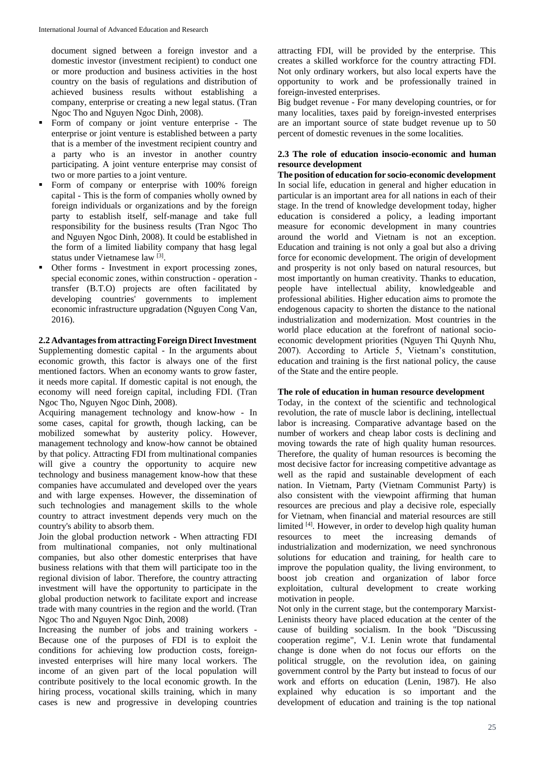document signed between a foreign investor and a domestic investor (investment recipient) to conduct one or more production and business activities in the host country on the basis of regulations and distribution of achieved business results without establishing a company, enterprise or creating a new legal status. (Tran Ngoc Tho and Nguyen Ngoc Dinh, 2008).

- Form of company or joint venture enterprise - The enterprise or joint venture is established between a party that is a member of the investment recipient country and a party who is an investor in another country participating. A joint venture enterprise may consist of two or more parties to a joint venture.
- Form of company or enterprise with 100% foreign capital - This is the form of companies wholly owned by foreign individuals or organizations and by the foreign party to establish itself, self-manage and take full responsibility for the business results (Tran Ngoc Tho and Nguyen Ngoc Dinh, 2008). It could be established in the form of a limited liability company that hasg legal status under Vietnamese law [3].
- Other forms - Investment in export processing zones, special economic zones, within construction - operation - transfer (B.T.O) projects are often facilitated by developing countries' governments to implement economic infrastructure upgradation (Nguyen Cong Van, 2016).

**2.2 Advantages from attracting Foreign Direct Investment**

Supplementing domestic capital - In the arguments about economic growth, this factor is always one of the first mentioned factors. When an economy wants to grow faster, it needs more capital. If domestic capital is not enough, the economy will need foreign capital, including FDI. (Tran Ngoc Tho, Nguyen Ngoc Dinh, 2008).

Acquiring management technology and know-how - In some cases, capital for growth, though lacking, can be mobilized somewhat by austerity policy. However, management technology and know-how cannot be obtained by that policy. Attracting FDI from multinational companies will give a country the opportunity to acquire new technology and business management know-how that these companies have accumulated and developed over the years and with large expenses. However, the dissemination of such technologies and management skills to the whole country to attract investment depends very much on the country's ability to absorb them.

Join the global production network - When attracting FDI from multinational companies, not only multinational companies, but also other domestic enterprises that have business relations with that them will participate too in the regional division of labor. Therefore, the country attracting investment will have the opportunity to participate in the global production network to facilitate export and increase trade with many countries in the region and the world. (Tran Ngoc Tho and Nguyen Ngoc Dinh, 2008)

Increasing the number of jobs and training workers - Because one of the purposes of FDI is to exploit the conditions for achieving low production costs, foreign-invested enterprises will hire many local workers. The income of an given part of the local population will contribute positively to the local economic growth. In the hiring process, vocational skills training, which in many cases is new and progressive in developing countries attracting FDI, will be provided by the enterprise. This creates a skilled workforce for the country attracting FDI. Not only ordinary workers, but also local experts have the opportunity to work and be professionally trained in foreign-invested enterprises.

Big budget revenue - For many developing countries, or for many localities, taxes paid by foreign-invested enterprises are an important source of state budget revenue up to 50 percent of domestic revenues in the some localities.

**2.3 The role of education insocio-economic and human resource development**

**The position of education for socio-economic development**

In social life, education in general and higher education in particular is an important area for all nations in each of their stage. In the trend of knowledge development today, higher education is considered a policy, a leading important measure for economic development in many countries around the world and Vietnam is not an exception. Education and training is not only a goal but also a driving force for economic development. The origin of development and prosperity is not only based on natural resources, but most importantly on human creativity. Thanks to education, people have intellectual ability, knowledgeable and professional abilities. Higher education aims to promote the endogenous capacity to shorten the distance to the national industrialization and modernization. Most countries in the world place education at the forefront of national socio-economic development priorities (Nguyen Thi Quynh Nhu, 2007). According to Article 5, Vietnam's constitution, education and training is the first national policy, the cause of the State and the entire people.

**The role of education in human resource development**

Today, in the context of the scientific and technological revolution, the rate of muscle labor is declining, intellectual labor is increasing. Comparative advantage based on the number of workers and cheap labor costs is declining and moving towards the rate of high quality human resources. Therefore, the quality of human resources is becoming the most decisive factor for increasing competitive advantage as well as the rapid and sustainable development of each nation. In Vietnam, Party (Vietnam Communist Party) is also consistent with the viewpoint affirming that human resources are precious and play a decisive role, especially for Vietnam, when financial and material resources are still limited [4]. However, in order to develop high quality human resources to meet the increasing demands of industrialization and modernization, we need synchronous solutions for education and training, for health care to improve the population quality, the living environment, to boost job creation and organization of labor force exploitation, cultural development to create working motivation in people.

Not only in the current stage, but the contemporary Marxist-Leninists theory have placed education at the center of the cause of building socialism. In the book "Discussing cooperation regime", V.I. Lenin wrote that fundamental change is done when do not focus our efforts on the political struggle, on the revolution idea, on gaining government control by the Party but instead to focus of our work and efforts on education (Lenin, 1987). He also explained why education is so important and the development of education and training is the top national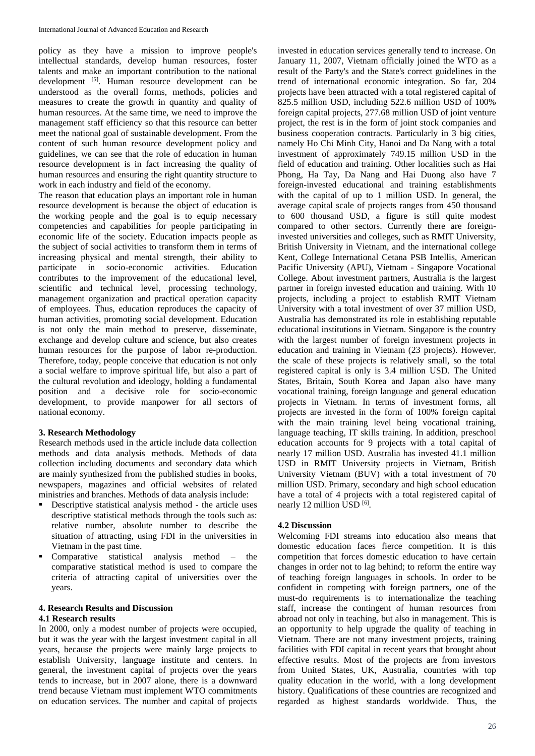policy as they have a mission to improve people's intellectual standards, develop human resources, foster talents and make an important contribution to the national development [5]. Human resource development can be understood as the overall forms, methods, policies and measures to create the growth in quantity and quality of human resources. At the same time, we need to improve the management staff efficiency so that this resource can better meet the national goal of sustainable development. From the content of such human resource development policy and guidelines, we can see that the role of education in human resource development is in fact increasing the quality of human resources and ensuring the right quantity structure to work in each industry and field of the economy.

The reason that education plays an important role in human resource development is because the object of education is the working people and the goal is to equip necessary competencies and capabilities for people participating in economic life of the society. Education impacts people as the subject of social activities to transform them in terms of increasing physical and mental strength, their ability to participate in socio-economic activities. Education contributes to the improvement of the educational level, scientific and technical level, processing technology, management organization and practical operation capacity of employees. Thus, education reproduces the capacity of human activities, promoting social development. Education is not only the main method to preserve, disseminate, exchange and develop culture and science, but also creates human resources for the purpose of labor re-production. Therefore, today, people conceive that education is not only a social welfare to improve spiritual life, but also a part of the cultural revolution and ideology, holding a fundamental position and a decisive role for socio-economic development, to provide manpower for all sectors of national economy.

### 3. Research Methodology

Research methods used in the article include data collection methods and data analysis methods. Methods of data collection including documents and secondary data which are mainly synthesized from the published studies in books, newspapers, magazines and official websites of related ministries and branches. Methods of data analysis include:

- Descriptive statistical analysis method - the article uses descriptive statistical methods through the tools such as: relative number, absolute number to describe the situation of attracting, using FDI in the universities in Vietnam in the past time.
- Comparative statistical analysis method – the comparative statistical method is used to compare the criteria of attracting capital of universities over the years.

### 4. Research Results and Discussion

#### 4.1 Research results

In 2000, only a modest number of projects were occupied, but it was the year with the largest investment capital in all years, because the projects were mainly large projects to establish University, language institute and centers. In general, the investment capital of projects over the years tends to increase, but in 2007 alone, there is a downward trend because Vietnam must implement WTO commitments on education services. The number and capital of projects invested in education services generally tend to increase. On January 11, 2007, Vietnam officially joined the WTO as a result of the Party's and the State's correct guidelines in the trend of international economic integration. So far, 204 projects have been attracted with a total registered capital of 825.5 million USD, including 522.6 million USD of 100% foreign capital projects, 277.68 million USD of joint venture project, the rest is in the form of joint stock companies and business cooperation contracts. Particularly in 3 big cities, namely Ho Chi Minh City, Hanoi and Da Nang with a total investment of approximately 749.15 million USD in the field of education and training. Other localities such as Hai Phong, Ha Tay, Da Nang and Hai Duong also have 7 foreign-invested educational and training establishments with the capital of up to 1 million USD. In general, the average capital scale of projects ranges from 450 thousand to 600 thousand USD, a figure is still quite modest compared to other sectors. Currently there are foreign-invested universities and colleges, such as RMIT University, British University in Vietnam, and the international college Kent, College International Cetana PSB Intellis, American Pacific University (APU), Vietnam - Singapore Vocational College. About investment partners, Australia is the largest partner in foreign invested education and training. With 10 projects, including a project to establish RMIT Vietnam University with a total investment of over 37 million USD, Australia has demonstrated its role in establishing reputable educational institutions in Vietnam. Singapore is the country with the largest number of foreign investment projects in education and training in Vietnam (23 projects). However, the scale of these projects is relatively small, so the total registered capital is only is 3.4 million USD. The United States, Britain, South Korea and Japan also have many vocational training, foreign language and general education projects in Vietnam. In terms of investment forms, all projects are invested in the form of 100% foreign capital with the main training level being vocational training, language teaching, IT skills training. In addition, preschool education accounts for 9 projects with a total capital of nearly 17 million USD. Australia has invested 41.1 million USD in RMIT University projects in Vietnam, British University Vietnam (BUV) with a total investment of 70 million USD. Primary, secondary and high school education have a total of 4 projects with a total registered capital of nearly 12 million USD [6].

#### 4.2 Discussion

Welcoming FDI streams into education also means that domestic education faces fierce competition. It is this competition that forces domestic education to have certain changes in order not to lag behind; to reform the entire way of teaching foreign languages in schools. In order to be confident in competing with foreign partners, one of the must-do requirements is to internationalize the teaching staff, increase the contingent of human resources from abroad not only in teaching, but also in management. This is an opportunity to help upgrade the quality of teaching in Vietnam. There are not many investment projects, training facilities with FDI capital in recent years that brought about effective results. Most of the projects are from investors from United States, UK, Australia, countries with top quality education in the world, with a long development history. Qualifications of these countries are recognized and regarded as highest standards worldwide. Thus, the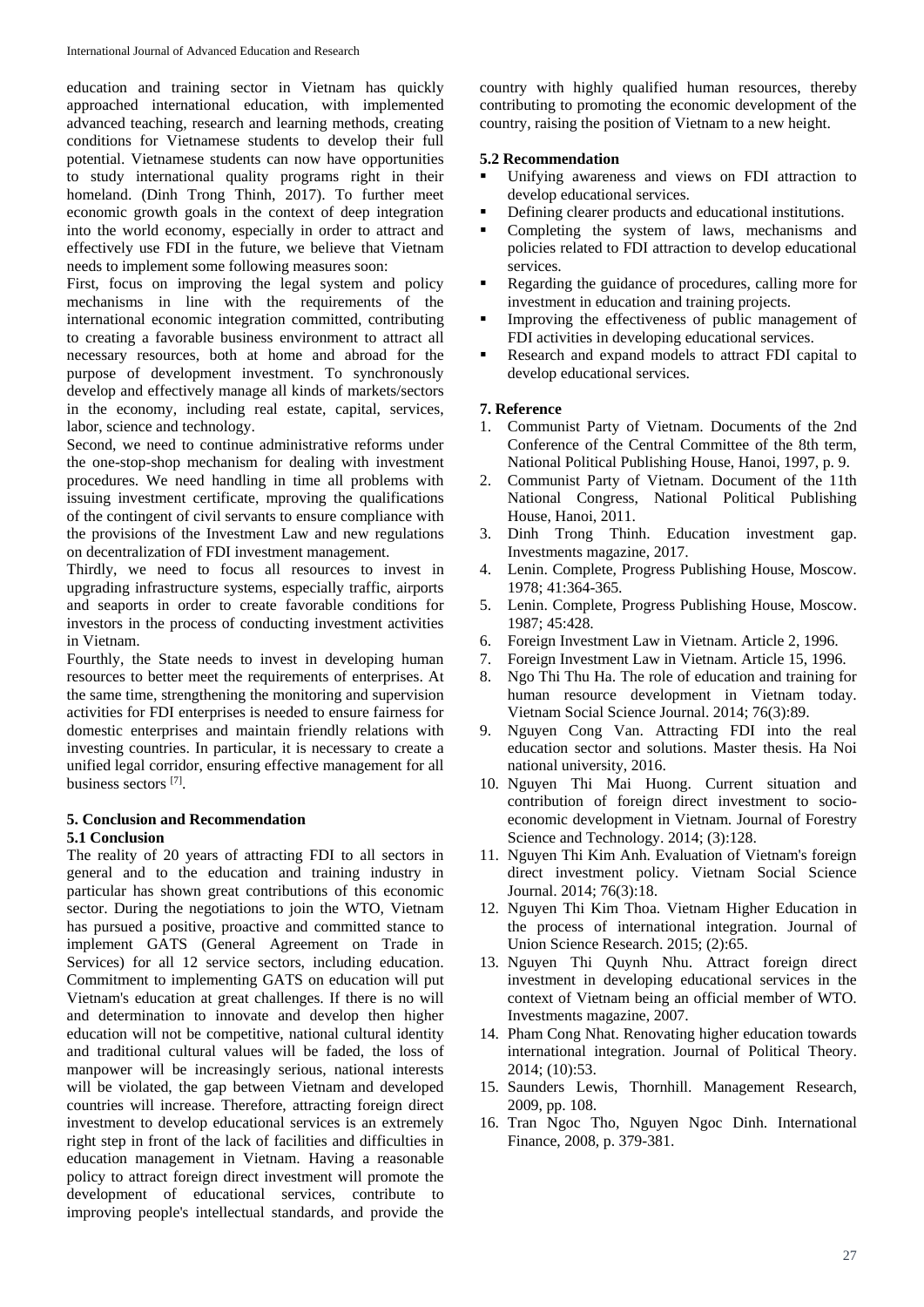education and training sector in Vietnam has quickly approached international education, with implemented advanced teaching, research and learning methods, creating conditions for Vietnamese students to develop their full potential. Vietnamese students can now have opportunities to study international quality programs right in their homeland. (Dinh Trong Thinh, 2017). To further meet economic growth goals in the context of deep integration into the world economy, especially in order to attract and effectively use FDI in the future, we believe that Vietnam needs to implement some following measures soon:

First, focus on improving the legal system and policy mechanisms in line with the requirements of the international economic integration committed, contributing to creating a favorable business environment to attract all necessary resources, both at home and abroad for the purpose of development investment. To synchronously develop and effectively manage all kinds of markets/sectors in the economy, including real estate, capital, services, labor, science and technology.

Second, we need to continue administrative reforms under the one-stop-shop mechanism for dealing with investment procedures. We need handling in time all problems with issuing investment certificate, mproving the qualifications of the contingent of civil servants to ensure compliance with the provisions of the Investment Law and new regulations on decentralization of FDI investment management.

Thirdly, we need to focus all resources to invest in upgrading infrastructure systems, especially traffic, airports and seaports in order to create favorable conditions for investors in the process of conducting investment activities in Vietnam.

Fourthly, the State needs to invest in developing human resources to better meet the requirements of enterprises. At the same time, strengthening the monitoring and supervision activities for FDI enterprises is needed to ensure fairness for domestic enterprises and maintain friendly relations with investing countries. In particular, it is necessary to create a unified legal corridor, ensuring effective management for all business sectors [7].

## 5. Conclusion and Recommendation

### 5.1 Conclusion

The reality of 20 years of attracting FDI to all sectors in general and to the education and training industry in particular has shown great contributions of this economic sector. During the negotiations to join the WTO, Vietnam has pursued a positive, proactive and committed stance to implement GATS (General Agreement on Trade in Services) for all 12 service sectors, including education. Commitment to implementing GATS on education will put Vietnam's education at great challenges. If there is no will and determination to innovate and develop then higher education will not be competitive, national cultural identity and traditional cultural values will be faded, the loss of manpower will be increasingly serious, national interests will be violated, the gap between Vietnam and developed countries will increase. Therefore, attracting foreign direct investment to develop educational services is an extremely right step in front of the lack of facilities and difficulties in education management in Vietnam. Having a reasonable policy to attract foreign direct investment will promote the development of educational services, contribute to improving people's intellectual standards, and provide the country with highly qualified human resources, thereby contributing to promoting the economic development of the country, raising the position of Vietnam to a new height.

### 5.2 Recommendation

- Unifying awareness and views on FDI attraction to develop educational services.
- Defining clearer products and educational institutions.
- Completing the system of laws, mechanisms and policies related to FDI attraction to develop educational services.
- Regarding the guidance of procedures, calling more for investment in education and training projects.
- Improving the effectiveness of public management of FDI activities in developing educational services.
- Research and expand models to attract FDI capital to develop educational services.

## 7. Reference

1. Communist Party of Vietnam. Documents of the 2nd Conference of the Central Committee of the 8th term, National Political Publishing House, Hanoi, 1997, p. 9.
2. Communist Party of Vietnam. Document of the 11th National Congress, National Political Publishing House, Hanoi, 2011.
3. Dinh Trong Thinh. Education investment gap. Investments magazine, 2017.
4. Lenin. Complete, Progress Publishing House, Moscow. 1978; 41:364-365.
5. Lenin. Complete, Progress Publishing House, Moscow. 1987; 45:428.
6. Foreign Investment Law in Vietnam. Article 2, 1996.
7. Foreign Investment Law in Vietnam. Article 15, 1996.
8. Ngo Thi Thu Ha. The role of education and training for human resource development in Vietnam today. Vietnam Social Science Journal. 2014; 76(3):89.
9. Nguyen Cong Van. Attracting FDI into the real education sector and solutions. Master thesis. Ha Noi national university, 2016.
10. Nguyen Thi Mai Huong. Current situation and contribution of foreign direct investment to socio-economic development in Vietnam. Journal of Forestry Science and Technology. 2014; (3):128.
11. Nguyen Thi Kim Anh. Evaluation of Vietnam's foreign direct investment policy. Vietnam Social Science Journal. 2014; 76(3):18.
12. Nguyen Thi Kim Thoa. Vietnam Higher Education in the process of international integration. Journal of Union Science Research. 2015; (2):65.
13. Nguyen Thi Quynh Nhu. Attract foreign direct investment in developing educational services in the context of Vietnam being an official member of WTO. Investments magazine, 2007.
14. Pham Cong Nhat. Renovating higher education towards international integration. Journal of Political Theory. 2014; (10):53.
15. Saunders Lewis, Thornhill. Management Research, 2009, pp. 108.
16. Tran Ngoc Tho, Nguyen Ngoc Dinh. International Finance, 2008, p. 379-381.